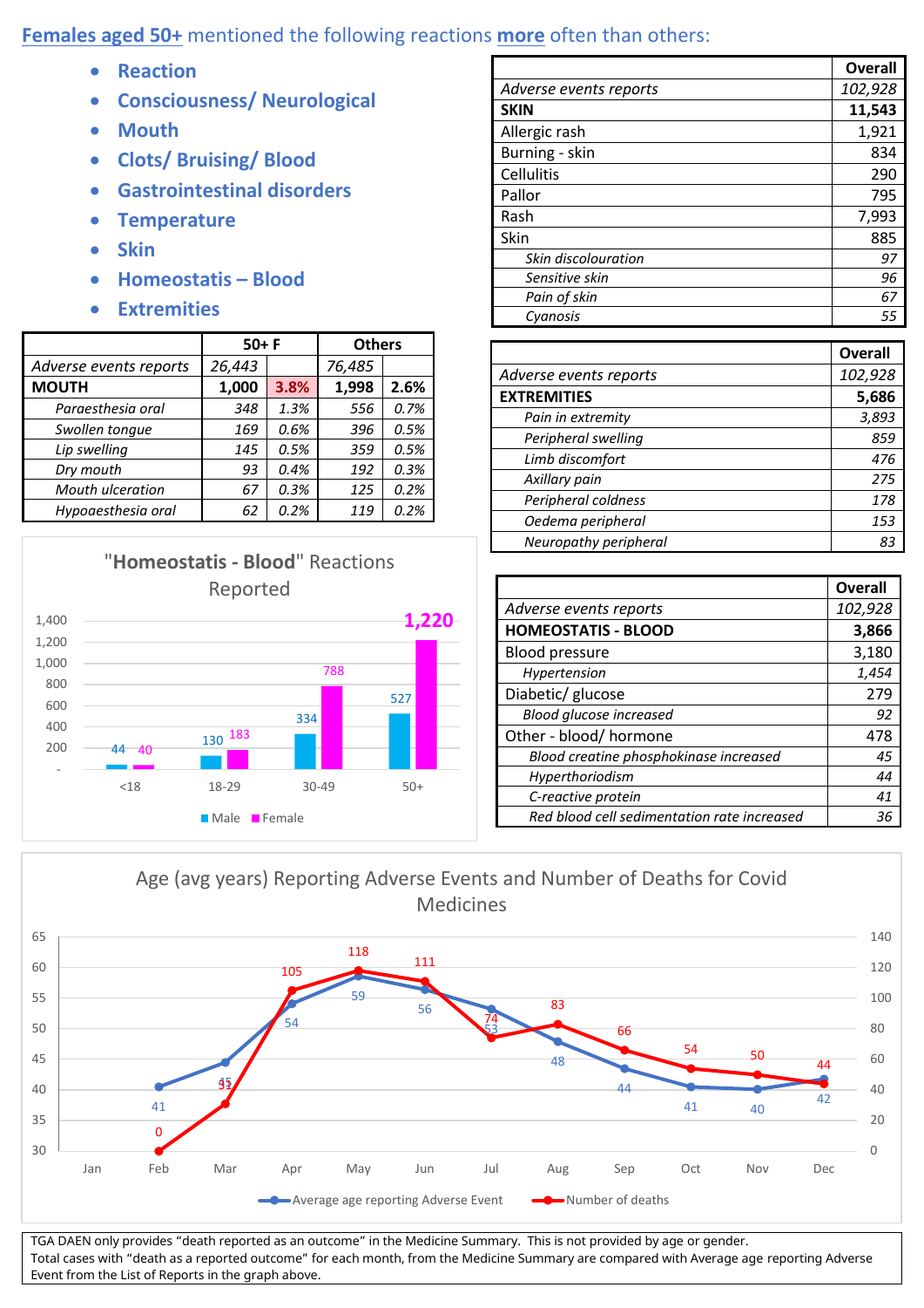**Females aged 50+** mentioned the following reactions **more** often than others:

- Reaction
- Consciousness/ Neurological
- Mouth
- Clots/ Bruising/ Blood
- Gastrointestinal disorders
- Temperature
- Skin
- Homeostatis – Blood
- Extremities

| | 50+ F | | Others | |
|---|---|---|---|---|
| *Adverse events reports* | *26,443* | | *76,485* | |
| **MOUTH** | **1,000** | **3.8%** | **1,998** | **2.6%** |
| *Paraesthesia oral* | *348* | *1.3%* | *556* | *0.7%* |
| *Swollen tongue* | *169* | *0.6%* | *396* | *0.5%* |
| *Lip swelling* | *145* | *0.5%* | *359* | *0.5%* |
| *Dry mouth* | *93* | *0.4%* | *192* | *0.3%* |
| *Mouth ulceration* | *67* | *0.3%* | *125* | *0.2%* |
| *Hypoaesthesia oral* | *62* | *0.2%* | *119* | *0.2%* |

| | Overall |
|---|---|
| *Adverse events reports* | *102,928* |
| **SKIN** | **11,543** |
| Allergic rash | 1,921 |
| Burning - skin | 834 |
| Cellulitis | 290 |
| Pallor | 795 |
| Rash | 7,993 |
| Skin | 885 |
| *Skin discolouration* | *97* |
| *Sensitive skin* | *96* |
| *Pain of skin* | *67* |
| *Cyanosis* | *55* |

| | Overall |
|---|---|
| *Adverse events reports* | *102,928* |
| **EXTREMITIES** | **5,686** |
| *Pain in extremity* | *3,893* |
| *Peripheral swelling* | *859* |
| *Limb discomfort* | *476* |
| *Axillary pain* | *275* |
| *Peripheral coldness* | *178* |
| *Oedema peripheral* | *153* |
| *Neuropathy peripheral* | *83* |

"**Homeostatis - Blood**" Reactions Reported

| | Male | Female |
|---|---|---|
| <18 | 44 | 40 |
| 18-29 | 130 | 183 |
| 30-49 | 334 | 788 |
| 50+ | 527 | 1,220 |

| | Overall |
|---|---|
| *Adverse events reports* | *102,928* |
| **HOMEOSTATIS - BLOOD** | **3,866** |
| Blood pressure | 3,180 |
| *Hypertension* | *1,454* |
| Diabetic/ glucose | 279 |
| *Blood glucose increased* | *92* |
| Other - blood/ hormone | 478 |
| *Blood creatine phosphokinase increased* | *45* |
| *Hyperthoriodism* | *44* |
| *C-reactive protein* | *41* |
| *Red blood cell sedimentation rate increased* | *36* |

Age (avg years) Reporting Adverse Events and Number of Deaths for Covid Medicines

| Month | Average age reporting Adverse Event | Number of deaths |
|---|---|---|
| Jan | | |
| Feb | 41 | 0 |
| Mar | 45 | 31 |
| Apr | 54 | 105 |
| May | 59 | 118 |
| Jun | 56 | 111 |
| Jul | 53 | 74 |
| Aug | 48 | 83 |
| Sep | 44 | 66 |
| Oct | 41 | 54 |
| Nov | 40 | 50 |
| Dec | 42 | 44 |

TGA DAEN only provides "death reported as an outcome" in the Medicine Summary. This is not provided by age or gender.
Total cases with "death as a reported outcome" for each month, from the Medicine Summary are compared with Average age reporting Adverse Event from the List of Reports in the graph above.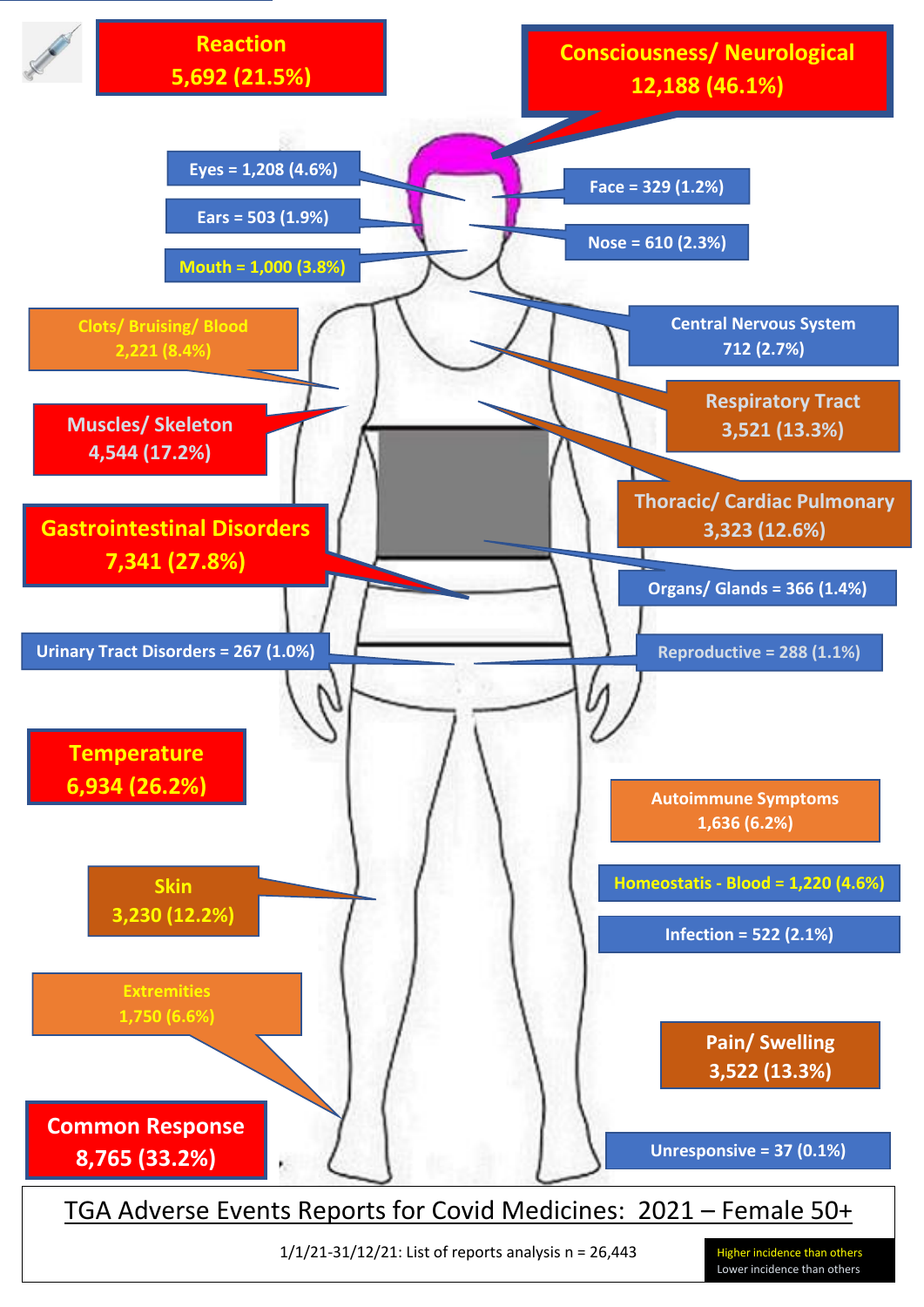Reaction
5,692 (21.5%)

Consciousness/ Neurological
12,188 (46.1%)

Eyes = 1,208 (4.6%)

Face = 329 (1.2%)

Ears = 503 (1.9%)

Nose = 610 (2.3%)

Mouth = 1,000 (3.8%)

Clots/ Bruising/ Blood
2,221 (8.4%)

Central Nervous System
712 (2.7%)

Muscles/ Skeleton
4,544 (17.2%)

Respiratory Tract
3,521 (13.3%)

Thoracic/ Cardiac Pulmonary
3,323 (12.6%)

Gastrointestinal Disorders
7,341 (27.8%)

Organs/ Glands = 366 (1.4%)

Urinary Tract Disorders = 267 (1.0%)

Reproductive = 288 (1.1%)

Temperature
6,934 (26.2%)

Autoimmune Symptoms
1,636 (6.2%)

Skin
3,230 (12.2%)

Homeostatis - Blood = 1,220 (4.6%)

Infection = 522 (2.1%)

Extremities
1,750 (6.6%)

Pain/ Swelling
3,522 (13.3%)

Common Response
8,765 (33.2%)

Unresponsive = 37 (0.1%)

# TGA Adverse Events Reports for Covid Medicines: 2021 – Female 50+

1/1/21-31/12/21: List of reports analysis n = 26,443

Higher incidence than others
Lower incidence than others